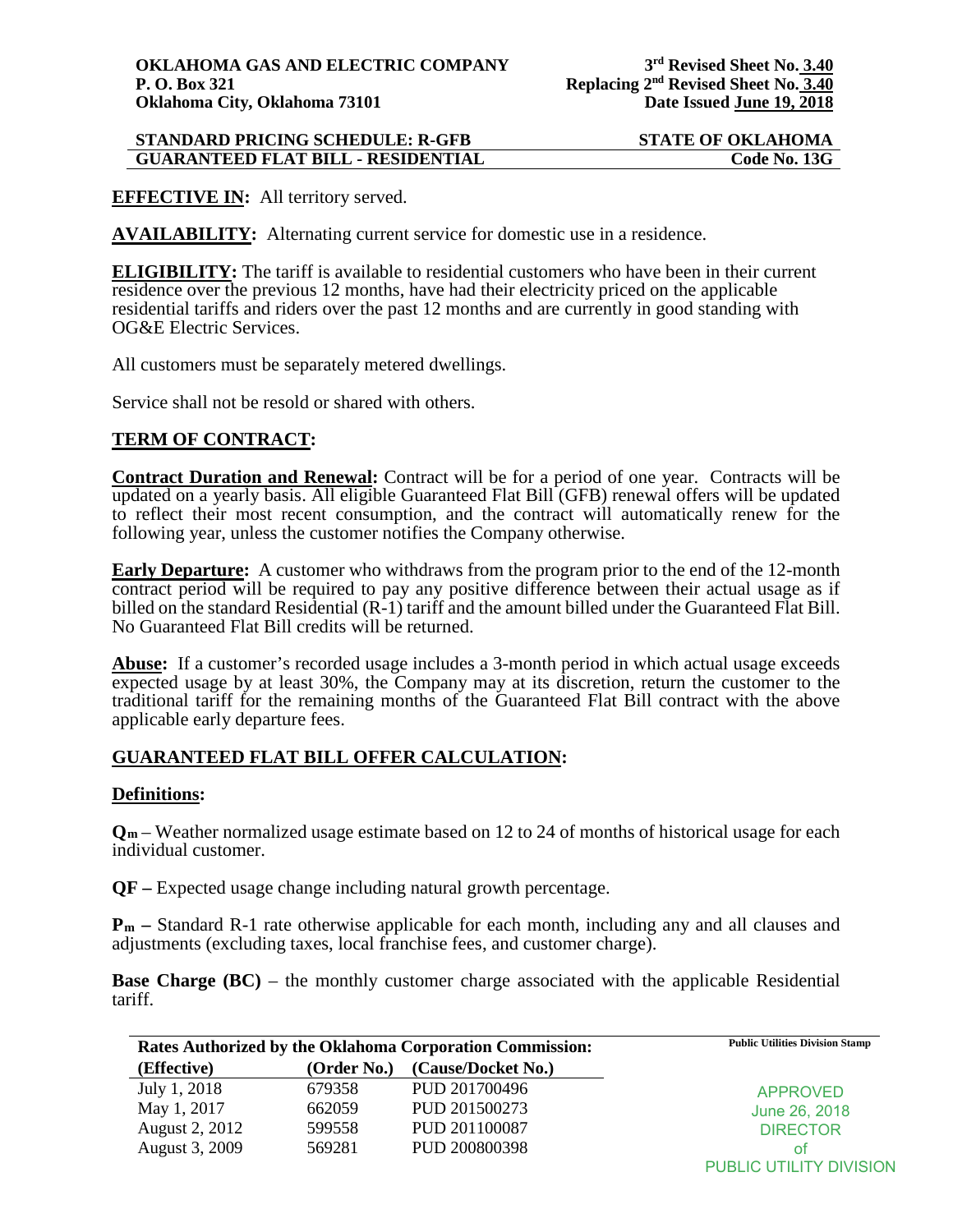**OKLAHOMA GAS AND ELECTRIC COMPANY**
**P. O. Box 321**
**Oklahoma City, Oklahoma 73101**

**3rd Revised Sheet No. 3.40**
**Replacing 2nd Revised Sheet No. 3.40**
**Date Issued June 19, 2018**

**STANDARD PRICING SCHEDULE: R-GFB** — **STATE OF OKLAHOMA**
**GUARANTEED FLAT BILL - RESIDENTIAL** — **Code No. 13G**

**EFFECTIVE IN:** All territory served.

**AVAILABILITY:** Alternating current service for domestic use in a residence.

**ELIGIBILITY:** The tariff is available to residential customers who have been in their current residence over the previous 12 months, have had their electricity priced on the applicable residential tariffs and riders over the past 12 months and are currently in good standing with OG&E Electric Services.

All customers must be separately metered dwellings.

Service shall not be resold or shared with others.

## TERM OF CONTRACT:

**Contract Duration and Renewal:** Contract will be for a period of one year. Contracts will be updated on a yearly basis. All eligible Guaranteed Flat Bill (GFB) renewal offers will be updated to reflect their most recent consumption, and the contract will automatically renew for the following year, unless the customer notifies the Company otherwise.

**Early Departure:** A customer who withdraws from the program prior to the end of the 12-month contract period will be required to pay any positive difference between their actual usage as if billed on the standard Residential (R-1) tariff and the amount billed under the Guaranteed Flat Bill. No Guaranteed Flat Bill credits will be returned.

**Abuse:** If a customer's recorded usage includes a 3-month period in which actual usage exceeds expected usage by at least 30%, the Company may at its discretion, return the customer to the traditional tariff for the remaining months of the Guaranteed Flat Bill contract with the above applicable early departure fees.

## GUARANTEED FLAT BILL OFFER CALCULATION:

**Definitions:**

**$Q_m$** – Weather normalized usage estimate based on 12 to 24 of months of historical usage for each individual customer.

**QF –** Expected usage change including natural growth percentage.

**$P_m$ –** Standard R-1 rate otherwise applicable for each month, including any and all clauses and adjustments (excluding taxes, local franchise fees, and customer charge).

**Base Charge (BC)** – the monthly customer charge associated with the applicable Residential tariff.

**Rates Authorized by the Oklahoma Corporation Commission:**

| (Effective) | (Order No.) | (Cause/Docket No.) |
|---|---|---|
| July 1, 2018 | 679358 | PUD 201700496 |
| May 1, 2017 | 662059 | PUD 201500273 |
| August 2, 2012 | 599558 | PUD 201100087 |
| August 3, 2009 | 569281 | PUD 200800398 |

Public Utilities Division Stamp

APPROVED
June 26, 2018
DIRECTOR
of
PUBLIC UTILITY DIVISION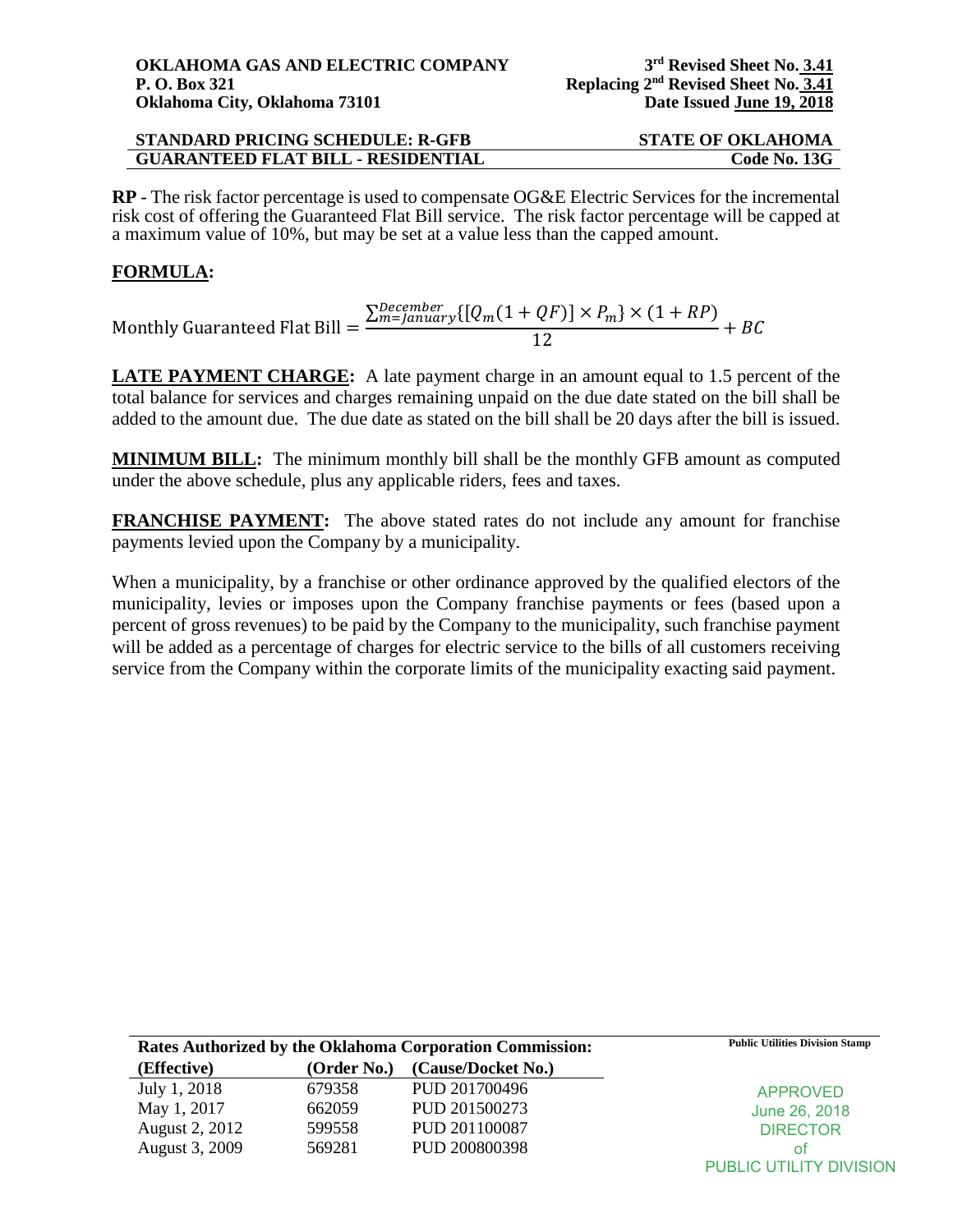**RP** - The risk factor percentage is used to compensate OG&E Electric Services for the incremental risk cost of offering the Guaranteed Flat Bill service. The risk factor percentage will be capped at a maximum value of 10%, but may be set at a value less than the capped amount.

**FORMULA:**

$$\text{Monthly Guaranteed Flat Bill} = \frac{\sum_{m=January}^{December}\{[Q_m(1+QF)] \times P_m\} \times (1+RP)}{12} + BC$$

**LATE PAYMENT CHARGE:** A late payment charge in an amount equal to 1.5 percent of the total balance for services and charges remaining unpaid on the due date stated on the bill shall be added to the amount due. The due date as stated on the bill shall be 20 days after the bill is issued.

**MINIMUM BILL:** The minimum monthly bill shall be the monthly GFB amount as computed under the above schedule, plus any applicable riders, fees and taxes.

**FRANCHISE PAYMENT:** The above stated rates do not include any amount for franchise payments levied upon the Company by a municipality.

When a municipality, by a franchise or other ordinance approved by the qualified electors of the municipality, levies or imposes upon the Company franchise payments or fees (based upon a percent of gross revenues) to be paid by the Company to the municipality, such franchise payment will be added as a percentage of charges for electric service to the bills of all customers receiving service from the Company within the corporate limits of the municipality exacting said payment.

**Rates Authorized by the Oklahoma Corporation Commission:**

| (Effective) | (Order No.) | (Cause/Docket No.) |
|---|---|---|
| July 1, 2018 | 679358 | PUD 201700496 |
| May 1, 2017 | 662059 | PUD 201500273 |
| August 2, 2012 | 599558 | PUD 201100087 |
| August 3, 2009 | 569281 | PUD 200800398 |

Public Utilities Division Stamp

APPROVED
June 26, 2018
DIRECTOR
of
PUBLIC UTILITY DIVISION